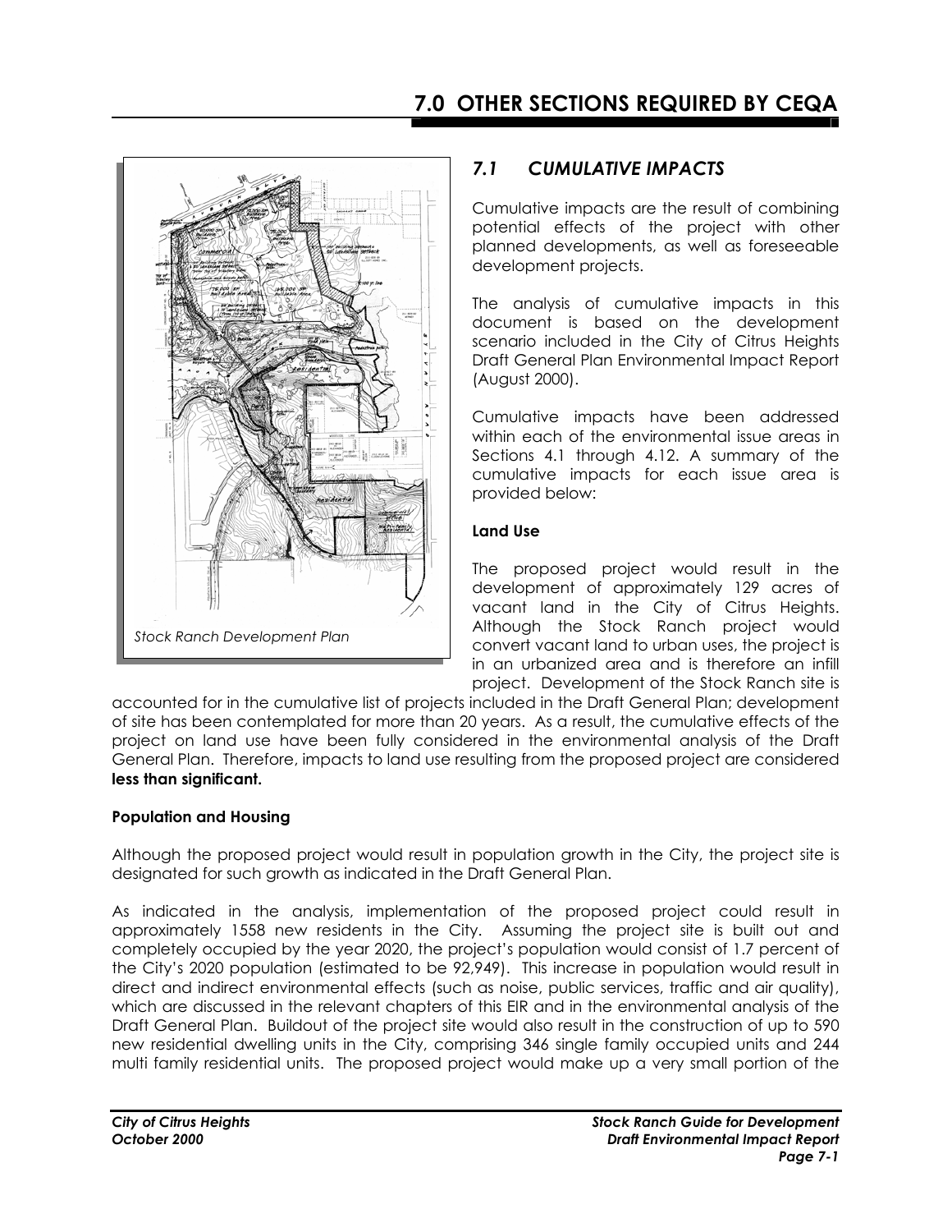# 7.0 OTHER SECTIONS REQUIRED BY CEQA

*Stock Ranch Development Plan*

## *7.1 CUMULATIVE IMPACTS*

Cumulative impacts are the result of combining potential effects of the project with other planned developments, as well as foreseeable development projects.

The analysis of cumulative impacts in this document is based on the development scenario included in the City of Citrus Heights Draft General Plan Environmental Impact Report (August 2000).

Cumulative impacts have been addressed within each of the environmental issue areas in Sections 4.1 through 4.12. A summary of the cumulative impacts for each issue area is provided below:

**Land Use**

The proposed project would result in the development of approximately 129 acres of vacant land in the City of Citrus Heights. Although the Stock Ranch project would convert vacant land to urban uses, the project is in an urbanized area and is therefore an infill project. Development of the Stock Ranch site is accounted for in the cumulative list of projects included in the Draft General Plan; development of site has been contemplated for more than 20 years. As a result, the cumulative effects of the project on land use have been fully considered in the environmental analysis of the Draft General Plan. Therefore, impacts to land use resulting from the proposed project are considered **less than significant.**

**Population and Housing**

Although the proposed project would result in population growth in the City, the project site is designated for such growth as indicated in the Draft General Plan.

As indicated in the analysis, implementation of the proposed project could result in approximately 1558 new residents in the City. Assuming the project site is built out and completely occupied by the year 2020, the project's population would consist of 1.7 percent of the City's 2020 population (estimated to be 92,949). This increase in population would result in direct and indirect environmental effects (such as noise, public services, traffic and air quality), which are discussed in the relevant chapters of this EIR and in the environmental analysis of the Draft General Plan. Buildout of the project site would also result in the construction of up to 590 new residential dwelling units in the City, comprising 346 single family occupied units and 244 multi family residential units. The proposed project would make up a very small portion of the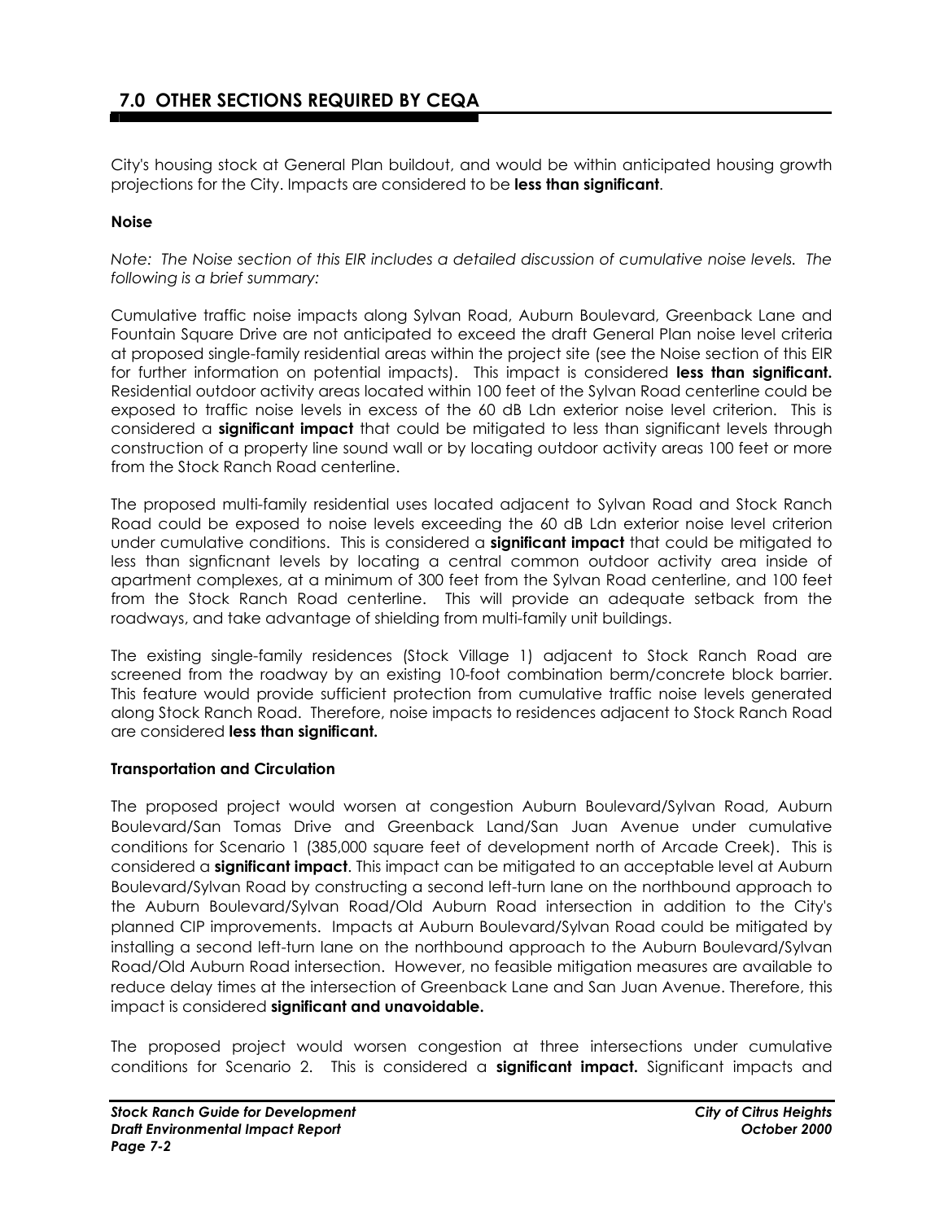## 7.0 OTHER SECTIONS REQUIRED BY CEQA

City's housing stock at General Plan buildout, and would be within anticipated housing growth projections for the City. Impacts are considered to be **less than significant**.

**Noise**

*Note: The Noise section of this EIR includes a detailed discussion of cumulative noise levels. The following is a brief summary:*

Cumulative traffic noise impacts along Sylvan Road, Auburn Boulevard, Greenback Lane and Fountain Square Drive are not anticipated to exceed the draft General Plan noise level criteria at proposed single-family residential areas within the project site (see the Noise section of this EIR for further information on potential impacts). This impact is considered **less than significant.** Residential outdoor activity areas located within 100 feet of the Sylvan Road centerline could be exposed to traffic noise levels in excess of the 60 dB Ldn exterior noise level criterion. This is considered a **significant impact** that could be mitigated to less than significant levels through construction of a property line sound wall or by locating outdoor activity areas 100 feet or more from the Stock Ranch Road centerline.

The proposed multi-family residential uses located adjacent to Sylvan Road and Stock Ranch Road could be exposed to noise levels exceeding the 60 dB Ldn exterior noise level criterion under cumulative conditions. This is considered a **significant impact** that could be mitigated to less than signficnant levels by locating a central common outdoor activity area inside of apartment complexes, at a minimum of 300 feet from the Sylvan Road centerline, and 100 feet from the Stock Ranch Road centerline. This will provide an adequate setback from the roadways, and take advantage of shielding from multi-family unit buildings.

The existing single-family residences (Stock Village 1) adjacent to Stock Ranch Road are screened from the roadway by an existing 10-foot combination berm/concrete block barrier. This feature would provide sufficient protection from cumulative traffic noise levels generated along Stock Ranch Road. Therefore, noise impacts to residences adjacent to Stock Ranch Road are considered **less than significant.**

**Transportation and Circulation**

The proposed project would worsen at congestion Auburn Boulevard/Sylvan Road, Auburn Boulevard/San Tomas Drive and Greenback Land/San Juan Avenue under cumulative conditions for Scenario 1 (385,000 square feet of development north of Arcade Creek). This is considered a **significant impact**. This impact can be mitigated to an acceptable level at Auburn Boulevard/Sylvan Road by constructing a second left-turn lane on the northbound approach to the Auburn Boulevard/Sylvan Road/Old Auburn Road intersection in addition to the City's planned CIP improvements. Impacts at Auburn Boulevard/Sylvan Road could be mitigated by installing a second left-turn lane on the northbound approach to the Auburn Boulevard/Sylvan Road/Old Auburn Road intersection. However, no feasible mitigation measures are available to reduce delay times at the intersection of Greenback Lane and San Juan Avenue. Therefore, this impact is considered **significant and unavoidable.**

The proposed project would worsen congestion at three intersections under cumulative conditions for Scenario 2. This is considered a **significant impact.** Significant impacts and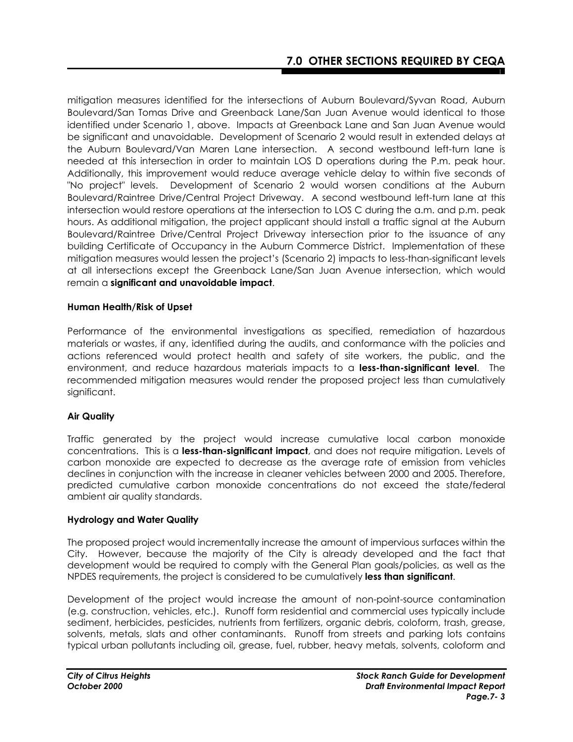mitigation measures identified for the intersections of Auburn Boulevard/Syvan Road, Auburn Boulevard/San Tomas Drive and Greenback Lane/San Juan Avenue would identical to those identified under Scenario 1, above. Impacts at Greenback Lane and San Juan Avenue would be significant and unavoidable. Development of Scenario 2 would result in extended delays at the Auburn Boulevard/Van Maren Lane intersection. A second westbound left-turn lane is needed at this intersection in order to maintain LOS D operations during the P.m. peak hour. Additionally, this improvement would reduce average vehicle delay to within five seconds of "No project" levels. Development of Scenario 2 would worsen conditions at the Auburn Boulevard/Raintree Drive/Central Project Driveway. A second westbound left-turn lane at this intersection would restore operations at the intersection to LOS C during the a.m. and p.m. peak hours. As additional mitigation, the project applicant should install a traffic signal at the Auburn Boulevard/Raintree Drive/Central Project Driveway intersection prior to the issuance of any building Certificate of Occupancy in the Auburn Commerce District. Implementation of these mitigation measures would lessen the project's (Scenario 2) impacts to less-than-significant levels at all intersections except the Greenback Lane/San Juan Avenue intersection, which would remain a **significant and unavoidable impact**.

#### Human Health/Risk of Upset

Performance of the environmental investigations as specified, remediation of hazardous materials or wastes, if any, identified during the audits, and conformance with the policies and actions referenced would protect health and safety of site workers, the public, and the environment, and reduce hazardous materials impacts to a **less-than-significant level**. The recommended mitigation measures would render the proposed project less than cumulatively significant.

#### Air Quality

Traffic generated by the project would increase cumulative local carbon monoxide concentrations. This is a **less-than-significant impact**, and does not require mitigation. Levels of carbon monoxide are expected to decrease as the average rate of emission from vehicles declines in conjunction with the increase in cleaner vehicles between 2000 and 2005. Therefore, predicted cumulative carbon monoxide concentrations do not exceed the state/federal ambient air quality standards.

#### Hydrology and Water Quality

The proposed project would incrementally increase the amount of impervious surfaces within the City. However, because the majority of the City is already developed and the fact that development would be required to comply with the General Plan goals/policies, as well as the NPDES requirements, the project is considered to be cumulatively **less than significant**.

Development of the project would increase the amount of non-point-source contamination (e.g. construction, vehicles, etc.). Runoff form residential and commercial uses typically include sediment, herbicides, pesticides, nutrients from fertilizers, organic debris, coloform, trash, grease, solvents, metals, slats and other contaminants. Runoff from streets and parking lots contains typical urban pollutants including oil, grease, fuel, rubber, heavy metals, solvents, coloform and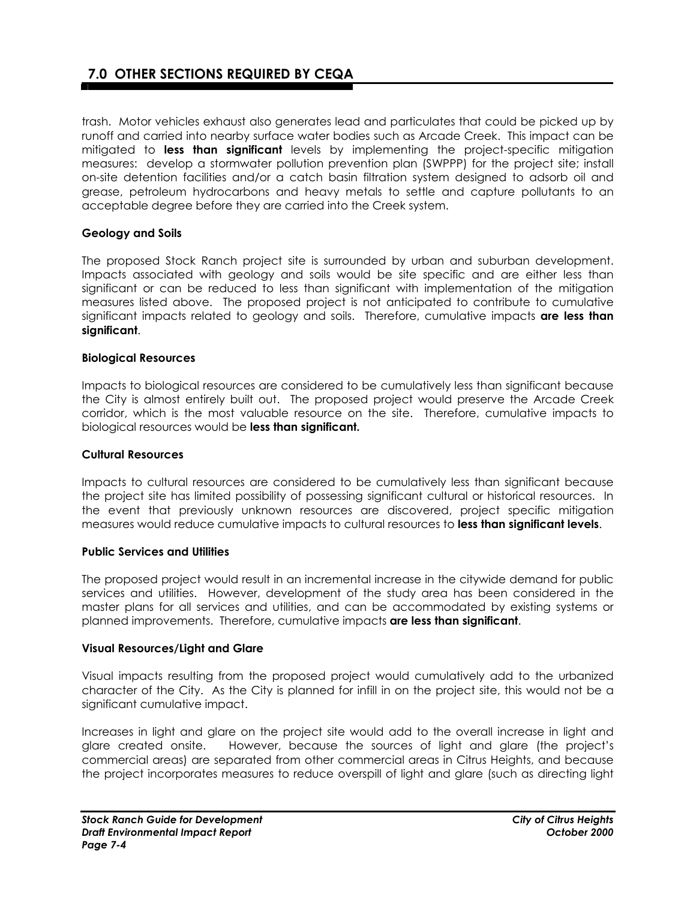trash. Motor vehicles exhaust also generates lead and particulates that could be picked up by runoff and carried into nearby surface water bodies such as Arcade Creek. This impact can be mitigated to **less than significant** levels by implementing the project-specific mitigation measures: develop a stormwater pollution prevention plan (SWPPP) for the project site; install on-site detention facilities and/or a catch basin filtration system designed to adsorb oil and grease, petroleum hydrocarbons and heavy metals to settle and capture pollutants to an acceptable degree before they are carried into the Creek system.

**Geology and Soils**

The proposed Stock Ranch project site is surrounded by urban and suburban development. Impacts associated with geology and soils would be site specific and are either less than significant or can be reduced to less than significant with implementation of the mitigation measures listed above. The proposed project is not anticipated to contribute to cumulative significant impacts related to geology and soils. Therefore, cumulative impacts **are less than significant**.

**Biological Resources**

Impacts to biological resources are considered to be cumulatively less than significant because the City is almost entirely built out. The proposed project would preserve the Arcade Creek corridor, which is the most valuable resource on the site. Therefore, cumulative impacts to biological resources would be **less than significant.**

**Cultural Resources**

Impacts to cultural resources are considered to be cumulatively less than significant because the project site has limited possibility of possessing significant cultural or historical resources. In the event that previously unknown resources are discovered, project specific mitigation measures would reduce cumulative impacts to cultural resources to **less than significant levels**.

**Public Services and Utilities**

The proposed project would result in an incremental increase in the citywide demand for public services and utilities. However, development of the study area has been considered in the master plans for all services and utilities, and can be accommodated by existing systems or planned improvements. Therefore, cumulative impacts **are less than significant**.

**Visual Resources/Light and Glare**

Visual impacts resulting from the proposed project would cumulatively add to the urbanized character of the City. As the City is planned for infill in on the project site, this would not be a significant cumulative impact.

Increases in light and glare on the project site would add to the overall increase in light and glare created onsite. However, because the sources of light and glare (the project's commercial areas) are separated from other commercial areas in Citrus Heights, and because the project incorporates measures to reduce overspill of light and glare (such as directing light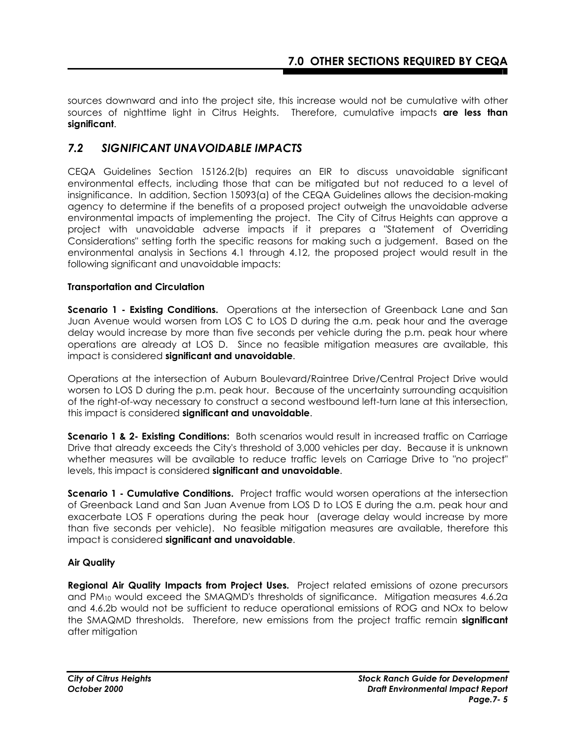sources downward and into the project site, this increase would not be cumulative with other sources of nighttime light in Citrus Heights. Therefore, cumulative impacts **are less than significant**.

## *7.2 SIGNIFICANT UNAVOIDABLE IMPACTS*

CEQA Guidelines Section 15126.2(b) requires an EIR to discuss unavoidable significant environmental effects, including those that can be mitigated but not reduced to a level of insignificance. In addition, Section 15093(a) of the CEQA Guidelines allows the decision-making agency to determine if the benefits of a proposed project outweigh the unavoidable adverse environmental impacts of implementing the project. The City of Citrus Heights can approve a project with unavoidable adverse impacts if it prepares a "Statement of Overriding Considerations" setting forth the specific reasons for making such a judgement. Based on the environmental analysis in Sections 4.1 through 4.12, the proposed project would result in the following significant and unavoidable impacts:

**Transportation and Circulation**

**Scenario 1 - Existing Conditions.** Operations at the intersection of Greenback Lane and San Juan Avenue would worsen from LOS C to LOS D during the a.m. peak hour and the average delay would increase by more than five seconds per vehicle during the p.m. peak hour where operations are already at LOS D. Since no feasible mitigation measures are available, this impact is considered **significant and unavoidable**.

Operations at the intersection of Auburn Boulevard/Raintree Drive/Central Project Drive would worsen to LOS D during the p.m. peak hour. Because of the uncertainty surrounding acquisition of the right-of-way necessary to construct a second westbound left-turn lane at this intersection, this impact is considered **significant and unavoidable**.

**Scenario 1 & 2- Existing Conditions:** Both scenarios would result in increased traffic on Carriage Drive that already exceeds the City's threshold of 3,000 vehicles per day. Because it is unknown whether measures will be available to reduce traffic levels on Carriage Drive to "no project" levels, this impact is considered **significant and unavoidable**.

**Scenario 1 - Cumulative Conditions.** Project traffic would worsen operations at the intersection of Greenback Land and San Juan Avenue from LOS D to LOS E during the a.m. peak hour and exacerbate LOS F operations during the peak hour (average delay would increase by more than five seconds per vehicle). No feasible mitigation measures are available, therefore this impact is considered **significant and unavoidable**.

**Air Quality**

**Regional Air Quality Impacts from Project Uses.** Project related emissions of ozone precursors and $PM_{10}$ would exceed the SMAQMD's thresholds of significance. Mitigation measures 4.6.2a and 4.6.2b would not be sufficient to reduce operational emissions of ROG and NOx to below the SMAQMD thresholds. Therefore, new emissions from the project traffic remain **significant** after mitigation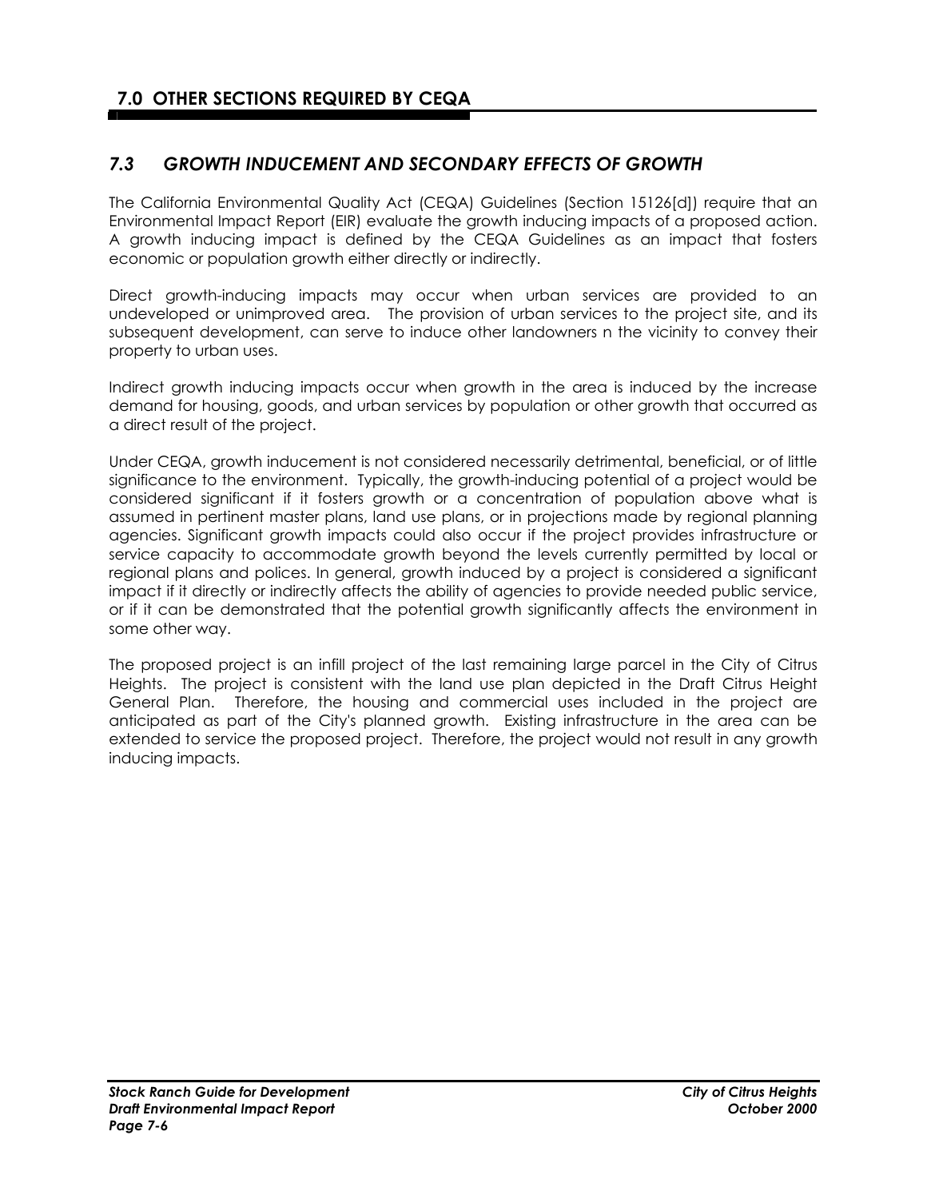## 7.0 OTHER SECTIONS REQUIRED BY CEQA

### *7.3 GROWTH INDUCEMENT AND SECONDARY EFFECTS OF GROWTH*

The California Environmental Quality Act (CEQA) Guidelines (Section 15126[d]) require that an Environmental Impact Report (EIR) evaluate the growth inducing impacts of a proposed action. A growth inducing impact is defined by the CEQA Guidelines as an impact that fosters economic or population growth either directly or indirectly.

Direct growth-inducing impacts may occur when urban services are provided to an undeveloped or unimproved area. The provision of urban services to the project site, and its subsequent development, can serve to induce other landowners n the vicinity to convey their property to urban uses.

Indirect growth inducing impacts occur when growth in the area is induced by the increase demand for housing, goods, and urban services by population or other growth that occurred as a direct result of the project.

Under CEQA, growth inducement is not considered necessarily detrimental, beneficial, or of little significance to the environment. Typically, the growth-inducing potential of a project would be considered significant if it fosters growth or a concentration of population above what is assumed in pertinent master plans, land use plans, or in projections made by regional planning agencies. Significant growth impacts could also occur if the project provides infrastructure or service capacity to accommodate growth beyond the levels currently permitted by local or regional plans and polices. In general, growth induced by a project is considered a significant impact if it directly or indirectly affects the ability of agencies to provide needed public service, or if it can be demonstrated that the potential growth significantly affects the environment in some other way.

The proposed project is an infill project of the last remaining large parcel in the City of Citrus Heights. The project is consistent with the land use plan depicted in the Draft Citrus Height General Plan. Therefore, the housing and commercial uses included in the project are anticipated as part of the City's planned growth. Existing infrastructure in the area can be extended to service the proposed project. Therefore, the project would not result in any growth inducing impacts.